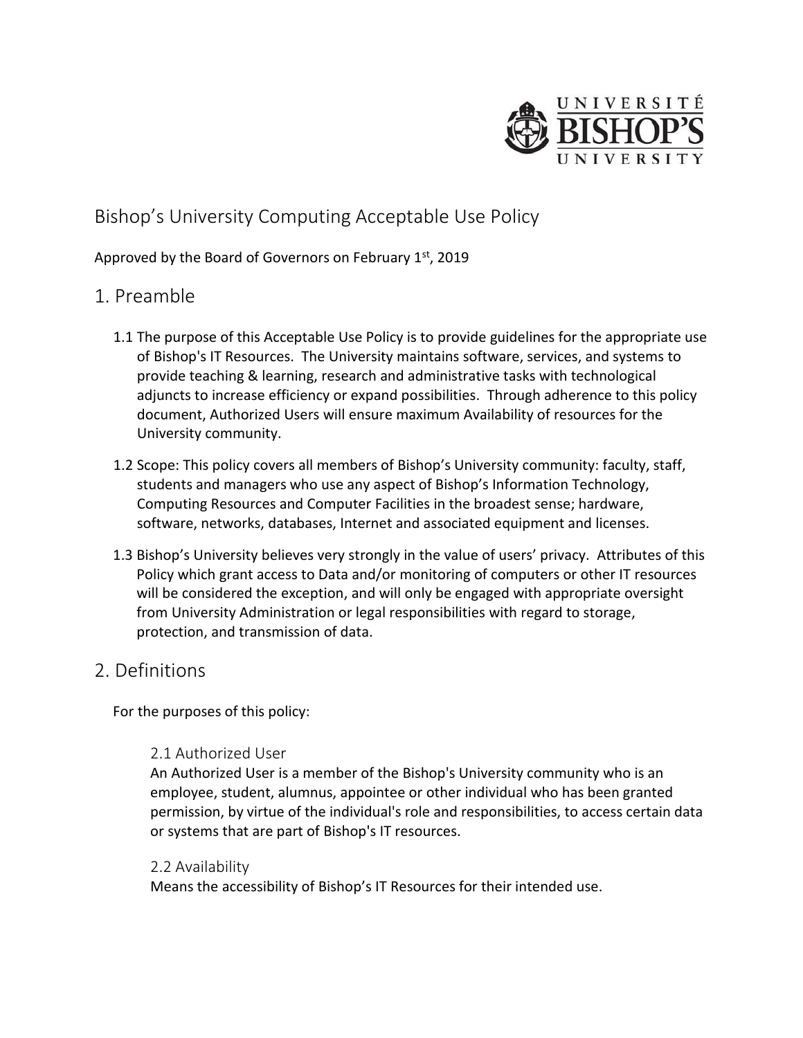# Bishop's University Computing Acceptable Use Policy

Approved by the Board of Governors on February 1st, 2019

## 1. Preamble

1.1 The purpose of this Acceptable Use Policy is to provide guidelines for the appropriate use of Bishop's IT Resources. The University maintains software, services, and systems to provide teaching & learning, research and administrative tasks with technological adjuncts to increase efficiency or expand possibilities. Through adherence to this policy document, Authorized Users will ensure maximum Availability of resources for the University community.

1.2 Scope: This policy covers all members of Bishop's University community: faculty, staff, students and managers who use any aspect of Bishop's Information Technology, Computing Resources and Computer Facilities in the broadest sense; hardware, software, networks, databases, Internet and associated equipment and licenses.

1.3 Bishop's University believes very strongly in the value of users' privacy. Attributes of this Policy which grant access to Data and/or monitoring of computers or other IT resources will be considered the exception, and will only be engaged with appropriate oversight from University Administration or legal responsibilities with regard to storage, protection, and transmission of data.

## 2. Definitions

For the purposes of this policy:

### 2.1 Authorized User

An Authorized User is a member of the Bishop's University community who is an employee, student, alumnus, appointee or other individual who has been granted permission, by virtue of the individual's role and responsibilities, to access certain data or systems that are part of Bishop's IT resources.

### 2.2 Availability

Means the accessibility of Bishop's IT Resources for their intended use.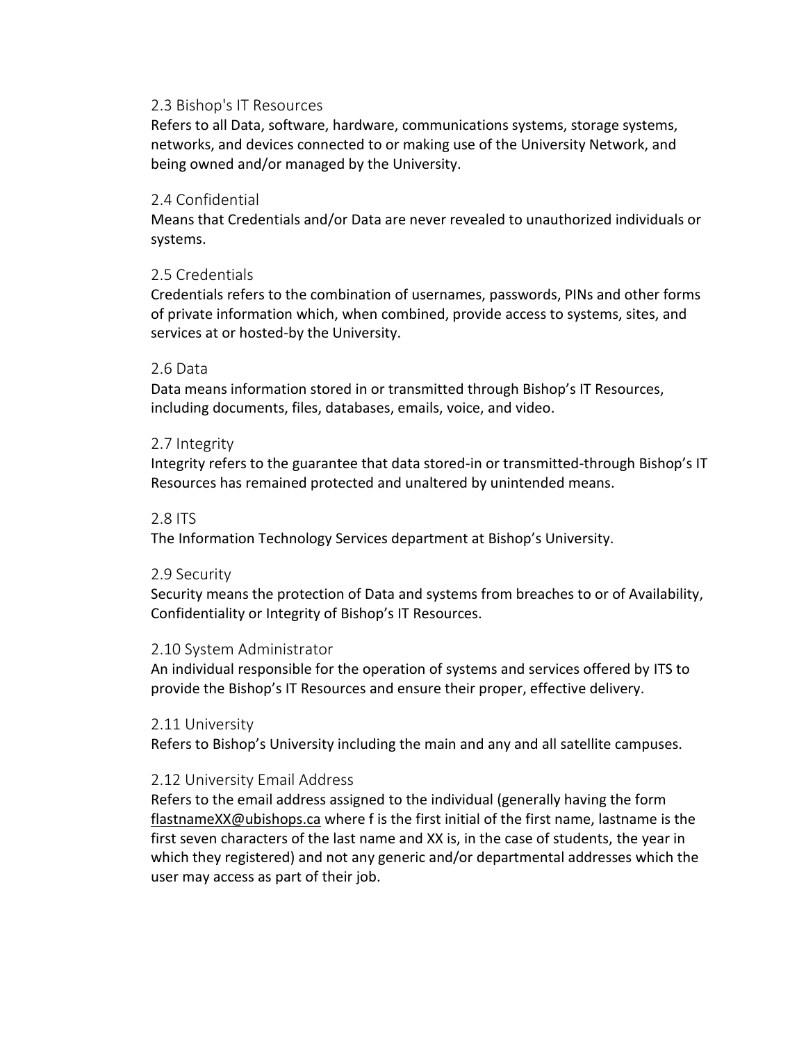### 2.3 Bishop's IT Resources

Refers to all Data, software, hardware, communications systems, storage systems, networks, and devices connected to or making use of the University Network, and being owned and/or managed by the University.

### 2.4 Confidential

Means that Credentials and/or Data are never revealed to unauthorized individuals or systems.

### 2.5 Credentials

Credentials refers to the combination of usernames, passwords, PINs and other forms of private information which, when combined, provide access to systems, sites, and services at or hosted-by the University.

### 2.6 Data

Data means information stored in or transmitted through Bishop's IT Resources, including documents, files, databases, emails, voice, and video.

### 2.7 Integrity

Integrity refers to the guarantee that data stored-in or transmitted-through Bishop's IT Resources has remained protected and unaltered by unintended means.

### 2.8 ITS

The Information Technology Services department at Bishop's University.

### 2.9 Security

Security means the protection of Data and systems from breaches to or of Availability, Confidentiality or Integrity of Bishop's IT Resources.

### 2.10 System Administrator

An individual responsible for the operation of systems and services offered by ITS to provide the Bishop's IT Resources and ensure their proper, effective delivery.

### 2.11 University

Refers to Bishop's University including the main and any and all satellite campuses.

### 2.12 University Email Address

Refers to the email address assigned to the individual (generally having the form flastnameXX@ubishops.ca where f is the first initial of the first name, lastname is the first seven characters of the last name and XX is, in the case of students, the year in which they registered) and not any generic and/or departmental addresses which the user may access as part of their job.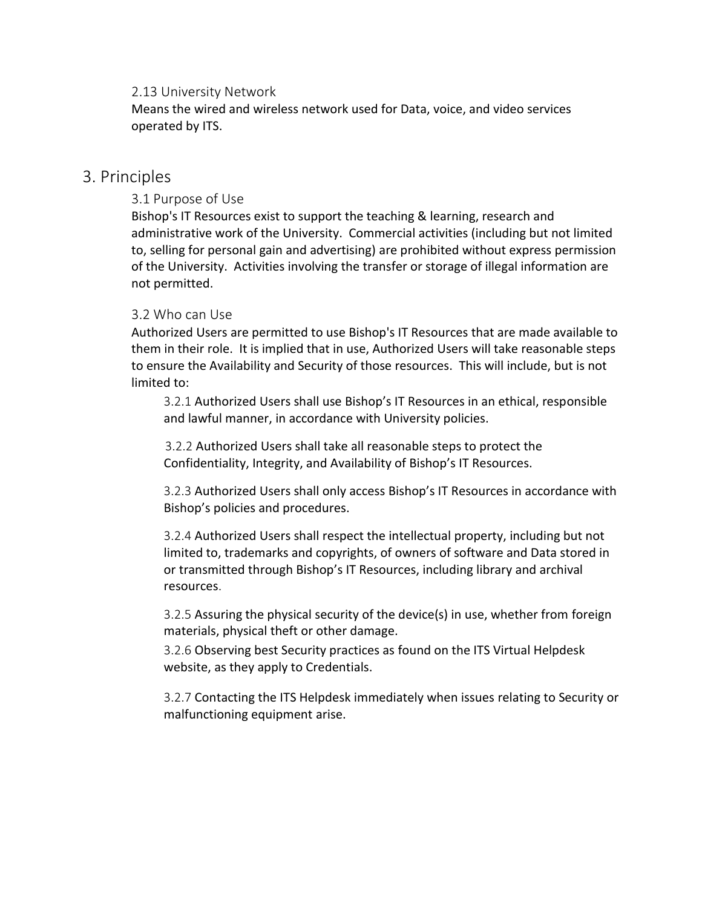### 2.13 University Network

Means the wired and wireless network used for Data, voice, and video services operated by ITS.

## 3. Principles

### 3.1 Purpose of Use

Bishop's IT Resources exist to support the teaching & learning, research and administrative work of the University. Commercial activities (including but not limited to, selling for personal gain and advertising) are prohibited without express permission of the University. Activities involving the transfer or storage of illegal information are not permitted.

### 3.2 Who can Use

Authorized Users are permitted to use Bishop's IT Resources that are made available to them in their role. It is implied that in use, Authorized Users will take reasonable steps to ensure the Availability and Security of those resources. This will include, but is not limited to:

3.2.1 Authorized Users shall use Bishop’s IT Resources in an ethical, responsible and lawful manner, in accordance with University policies.

3.2.2 Authorized Users shall take all reasonable steps to protect the Confidentiality, Integrity, and Availability of Bishop’s IT Resources.

3.2.3 Authorized Users shall only access Bishop’s IT Resources in accordance with Bishop’s policies and procedures.

3.2.4 Authorized Users shall respect the intellectual property, including but not limited to, trademarks and copyrights, of owners of software and Data stored in or transmitted through Bishop’s IT Resources, including library and archival resources.

3.2.5 Assuring the physical security of the device(s) in use, whether from foreign materials, physical theft or other damage.

3.2.6 Observing best Security practices as found on the ITS Virtual Helpdesk website, as they apply to Credentials.

3.2.7 Contacting the ITS Helpdesk immediately when issues relating to Security or malfunctioning equipment arise.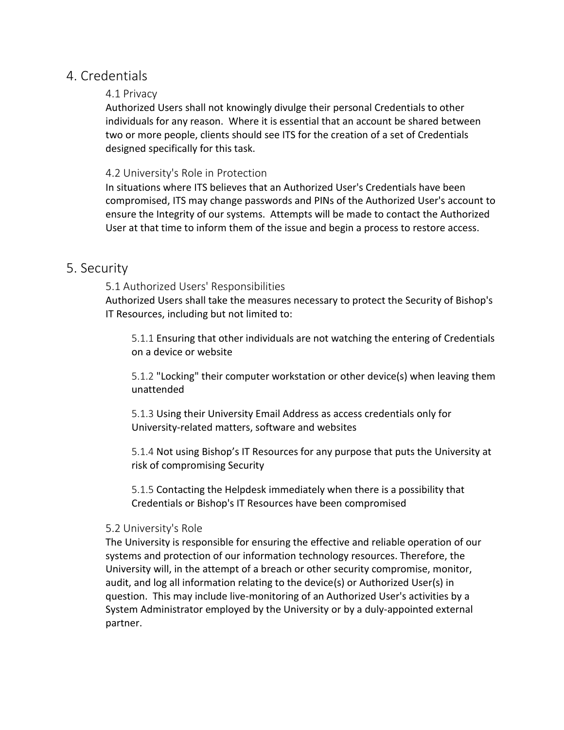## 4. Credentials

### 4.1 Privacy

Authorized Users shall not knowingly divulge their personal Credentials to other individuals for any reason. Where it is essential that an account be shared between two or more people, clients should see ITS for the creation of a set of Credentials designed specifically for this task.

### 4.2 University's Role in Protection

In situations where ITS believes that an Authorized User's Credentials have been compromised, ITS may change passwords and PINs of the Authorized User's account to ensure the Integrity of our systems. Attempts will be made to contact the Authorized User at that time to inform them of the issue and begin a process to restore access.

## 5. Security

### 5.1 Authorized Users' Responsibilities

Authorized Users shall take the measures necessary to protect the Security of Bishop's IT Resources, including but not limited to:

5.1.1 Ensuring that other individuals are not watching the entering of Credentials on a device or website

5.1.2 "Locking" their computer workstation or other device(s) when leaving them unattended

5.1.3 Using their University Email Address as access credentials only for University-related matters, software and websites

5.1.4 Not using Bishop's IT Resources for any purpose that puts the University at risk of compromising Security

5.1.5 Contacting the Helpdesk immediately when there is a possibility that Credentials or Bishop's IT Resources have been compromised

### 5.2 University's Role

The University is responsible for ensuring the effective and reliable operation of our systems and protection of our information technology resources. Therefore, the University will, in the attempt of a breach or other security compromise, monitor, audit, and log all information relating to the device(s) or Authorized User(s) in question. This may include live-monitoring of an Authorized User's activities by a System Administrator employed by the University or by a duly-appointed external partner.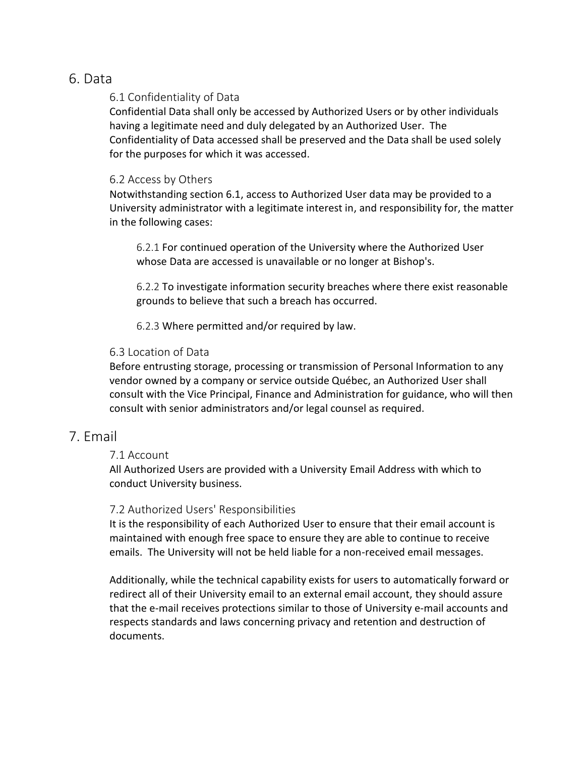## 6. Data

### 6.1 Confidentiality of Data

Confidential Data shall only be accessed by Authorized Users or by other individuals having a legitimate need and duly delegated by an Authorized User. The Confidentiality of Data accessed shall be preserved and the Data shall be used solely for the purposes for which it was accessed.

### 6.2 Access by Others

Notwithstanding section 6.1, access to Authorized User data may be provided to a University administrator with a legitimate interest in, and responsibility for, the matter in the following cases:

6.2.1 For continued operation of the University where the Authorized User whose Data are accessed is unavailable or no longer at Bishop's.

6.2.2 To investigate information security breaches where there exist reasonable grounds to believe that such a breach has occurred.

6.2.3 Where permitted and/or required by law.

### 6.3 Location of Data

Before entrusting storage, processing or transmission of Personal Information to any vendor owned by a company or service outside Québec, an Authorized User shall consult with the Vice Principal, Finance and Administration for guidance, who will then consult with senior administrators and/or legal counsel as required.

## 7. Email

### 7.1 Account

All Authorized Users are provided with a University Email Address with which to conduct University business.

### 7.2 Authorized Users' Responsibilities

It is the responsibility of each Authorized User to ensure that their email account is maintained with enough free space to ensure they are able to continue to receive emails. The University will not be held liable for a non-received email messages.

Additionally, while the technical capability exists for users to automatically forward or redirect all of their University email to an external email account, they should assure that the e-mail receives protections similar to those of University e-mail accounts and respects standards and laws concerning privacy and retention and destruction of documents.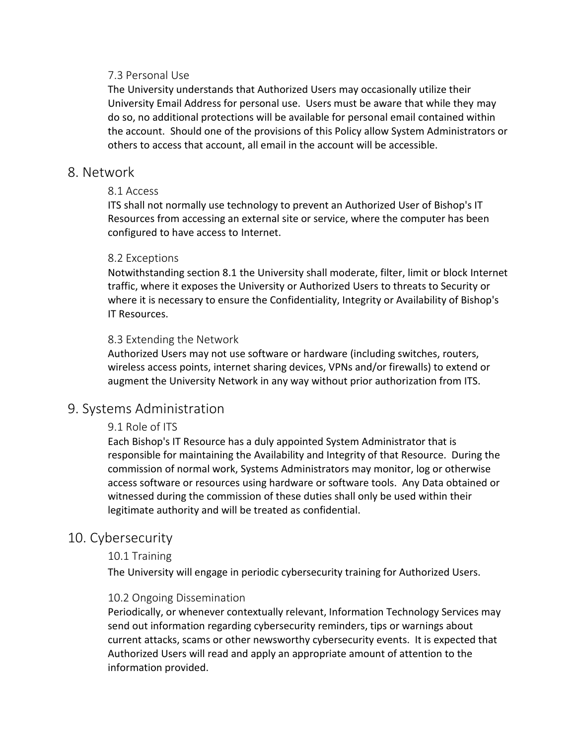### 7.3 Personal Use

The University understands that Authorized Users may occasionally utilize their University Email Address for personal use. Users must be aware that while they may do so, no additional protections will be available for personal email contained within the account. Should one of the provisions of this Policy allow System Administrators or others to access that account, all email in the account will be accessible.

## 8. Network

### 8.1 Access

ITS shall not normally use technology to prevent an Authorized User of Bishop's IT Resources from accessing an external site or service, where the computer has been configured to have access to Internet.

### 8.2 Exceptions

Notwithstanding section 8.1 the University shall moderate, filter, limit or block Internet traffic, where it exposes the University or Authorized Users to threats to Security or where it is necessary to ensure the Confidentiality, Integrity or Availability of Bishop's IT Resources.

### 8.3 Extending the Network

Authorized Users may not use software or hardware (including switches, routers, wireless access points, internet sharing devices, VPNs and/or firewalls) to extend or augment the University Network in any way without prior authorization from ITS.

## 9. Systems Administration

### 9.1 Role of ITS

Each Bishop's IT Resource has a duly appointed System Administrator that is responsible for maintaining the Availability and Integrity of that Resource. During the commission of normal work, Systems Administrators may monitor, log or otherwise access software or resources using hardware or software tools. Any Data obtained or witnessed during the commission of these duties shall only be used within their legitimate authority and will be treated as confidential.

## 10. Cybersecurity

### 10.1 Training

The University will engage in periodic cybersecurity training for Authorized Users.

### 10.2 Ongoing Dissemination

Periodically, or whenever contextually relevant, Information Technology Services may send out information regarding cybersecurity reminders, tips or warnings about current attacks, scams or other newsworthy cybersecurity events. It is expected that Authorized Users will read and apply an appropriate amount of attention to the information provided.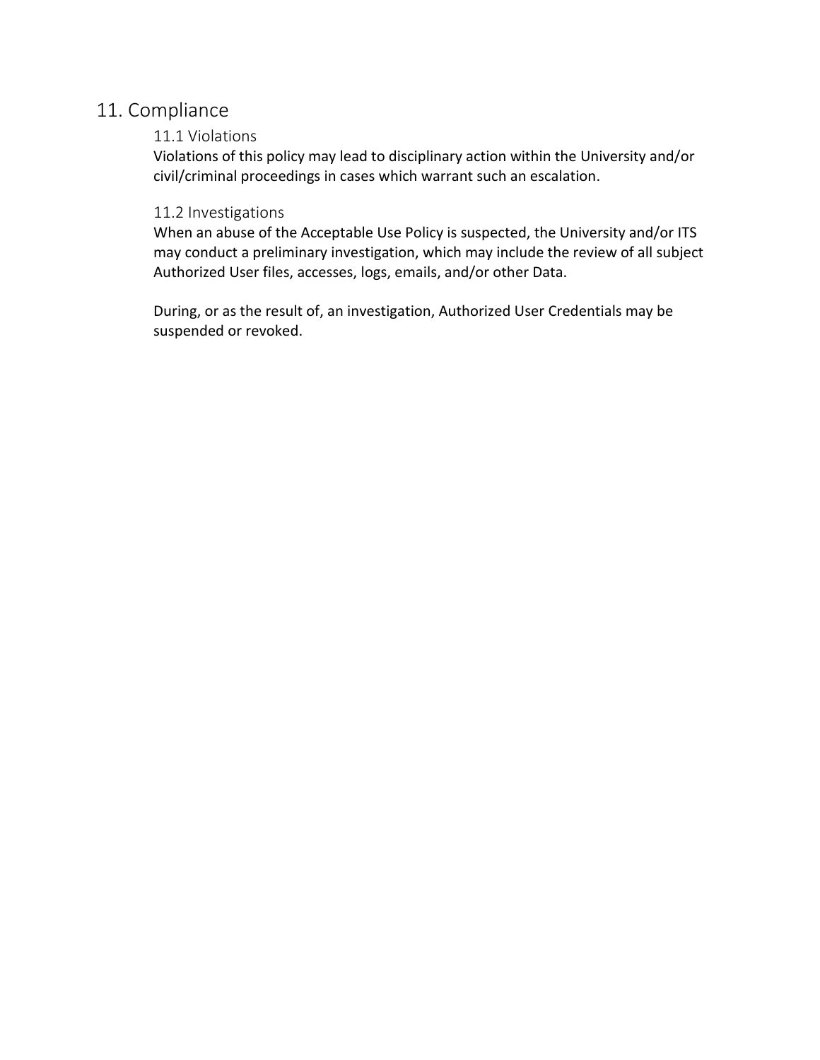## 11. Compliance

### 11.1 Violations

Violations of this policy may lead to disciplinary action within the University and/or civil/criminal proceedings in cases which warrant such an escalation.

### 11.2 Investigations

When an abuse of the Acceptable Use Policy is suspected, the University and/or ITS may conduct a preliminary investigation, which may include the review of all subject Authorized User files, accesses, logs, emails, and/or other Data.

During, or as the result of, an investigation, Authorized User Credentials may be suspended or revoked.